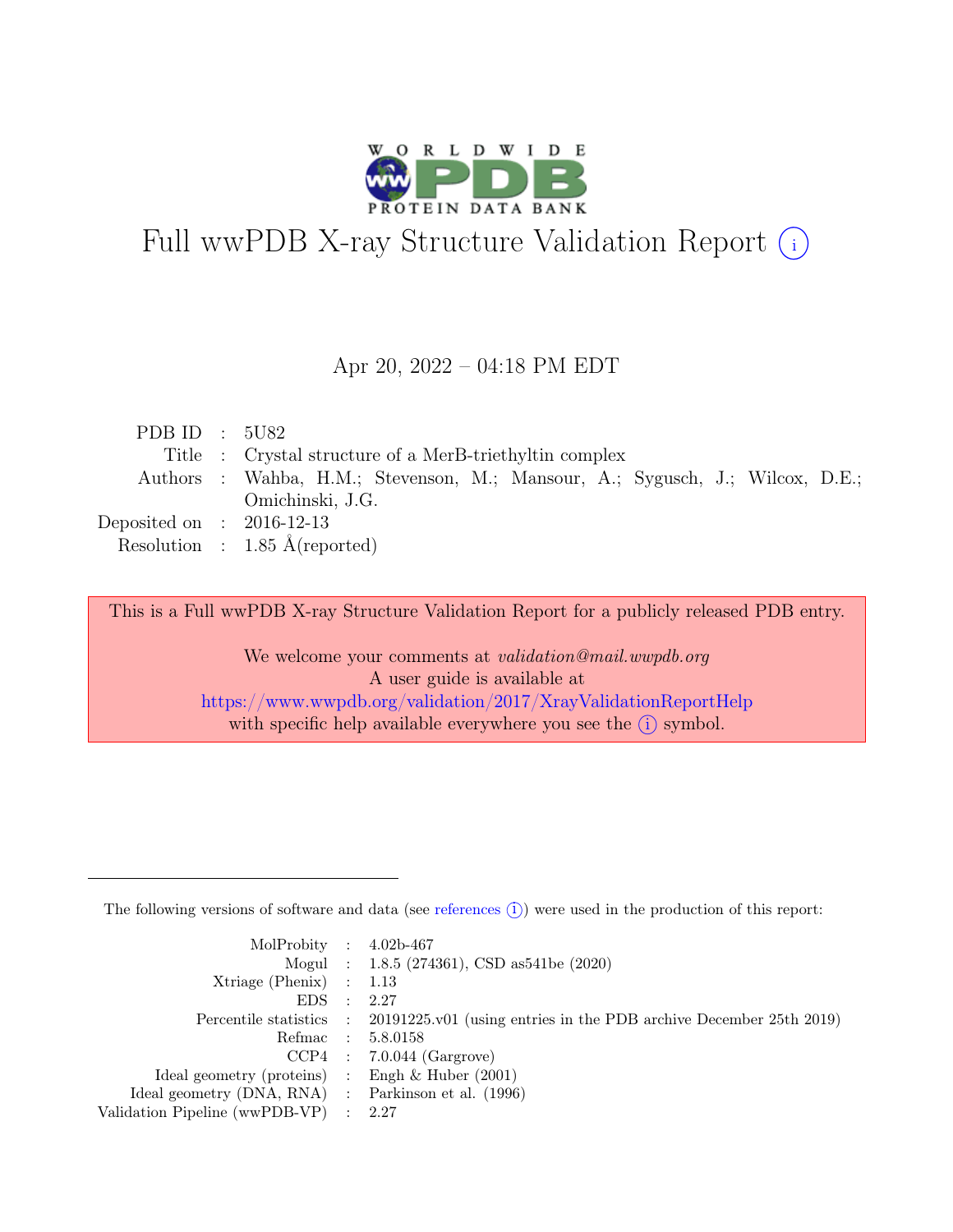# Full wwPDB X-ray Structure Validation Report (i)

Apr 20, 2022 – 04:18 PM EDT

| | | |
|---|---|---|
| PDB ID | : | 5U82 |
| Title | : | Crystal structure of a MerB-triethyltin complex |
| Authors | : | Wahba, H.M.; Stevenson, M.; Mansour, A.; Sygusch, J.; Wilcox, D.E.; Omichinski, J.G. |
| Deposited on | : | 2016-12-13 |
| Resolution | : | 1.85 Å(reported) |

This is a Full wwPDB X-ray Structure Validation Report for a publicly released PDB entry.

We welcome your comments at *validation@mail.wwpdb.org*
A user guide is available at
https://www.wwpdb.org/validation/2017/XrayValidationReportHelp
with specific help available everywhere you see the (i) symbol.

The following versions of software and data (see references (i)) were used in the production of this report:

| | | |
|---|---|---|
| MolProbity | : | 4.02b-467 |
| Mogul | : | 1.8.5 (274361), CSD as541be (2020) |
| Xtriage (Phenix) | : | 1.13 |
| EDS | : | 2.27 |
| Percentile statistics | : | 20191225.v01 (using entries in the PDB archive December 25th 2019) |
| Refmac | : | 5.8.0158 |
| CCP4 | : | 7.0.044 (Gargrove) |
| Ideal geometry (proteins) | : | Engh & Huber (2001) |
| Ideal geometry (DNA, RNA) | : | Parkinson et al. (1996) |
| Validation Pipeline (wwPDB-VP) | : | 2.27 |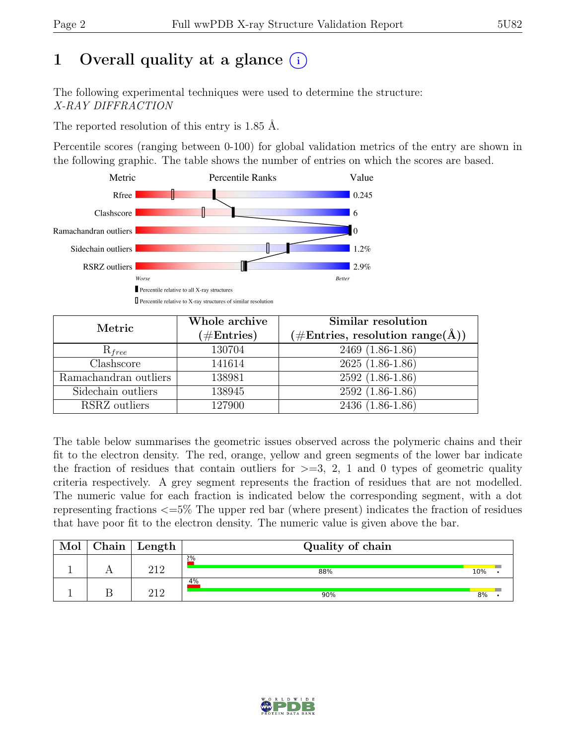# 1 Overall quality at a glance (i)

The following experimental techniques were used to determine the structure:
*X-RAY DIFFRACTION*

The reported resolution of this entry is 1.85 Å.

Percentile scores (ranging between 0-100) for global validation metrics of the entry are shown in the following graphic. The table shows the number of entries on which the scores are based.

| Metric | Value |
|---|---|
| Rfree | 0.245 |
| Clashscore | 6 |
| Ramachandran outliers | 0 |
| Sidechain outliers | 1.2% |
| RSRZ outliers | 2.9% |

Worse — Better

▮ Percentile relative to all X-ray structures
▯ Percentile relative to X-ray structures of similar resolution

| Metric | Whole archive (#Entries) | Similar resolution (#Entries, resolution range(Å)) |
|---|---|---|
| $R_{free}$ | 130704 | 2469 (1.86-1.86) |
| Clashscore | 141614 | 2625 (1.86-1.86) |
| Ramachandran outliers | 138981 | 2592 (1.86-1.86) |
| Sidechain outliers | 138945 | 2592 (1.86-1.86) |
| RSRZ outliers | 127900 | 2436 (1.86-1.86) |

The table below summarises the geometric issues observed across the polymeric chains and their fit to the electron density. The red, orange, yellow and green segments of the lower bar indicate the fraction of residues that contain outliers for >=3, 2, 1 and 0 types of geometric quality criteria respectively. A grey segment represents the fraction of residues that are not modelled. The numeric value for each fraction is indicated below the corresponding segment, with a dot representing fractions <=5% The upper red bar (where present) indicates the fraction of residues that have poor fit to the electron density. The numeric value is given above the bar.

| Mol | Chain | Length | Quality of chain |
|---|---|---|---|
| 1 | A | 212 | 2%; 88%, 10%, • |
| 1 | B | 212 | 4%; 90%, 8%, • |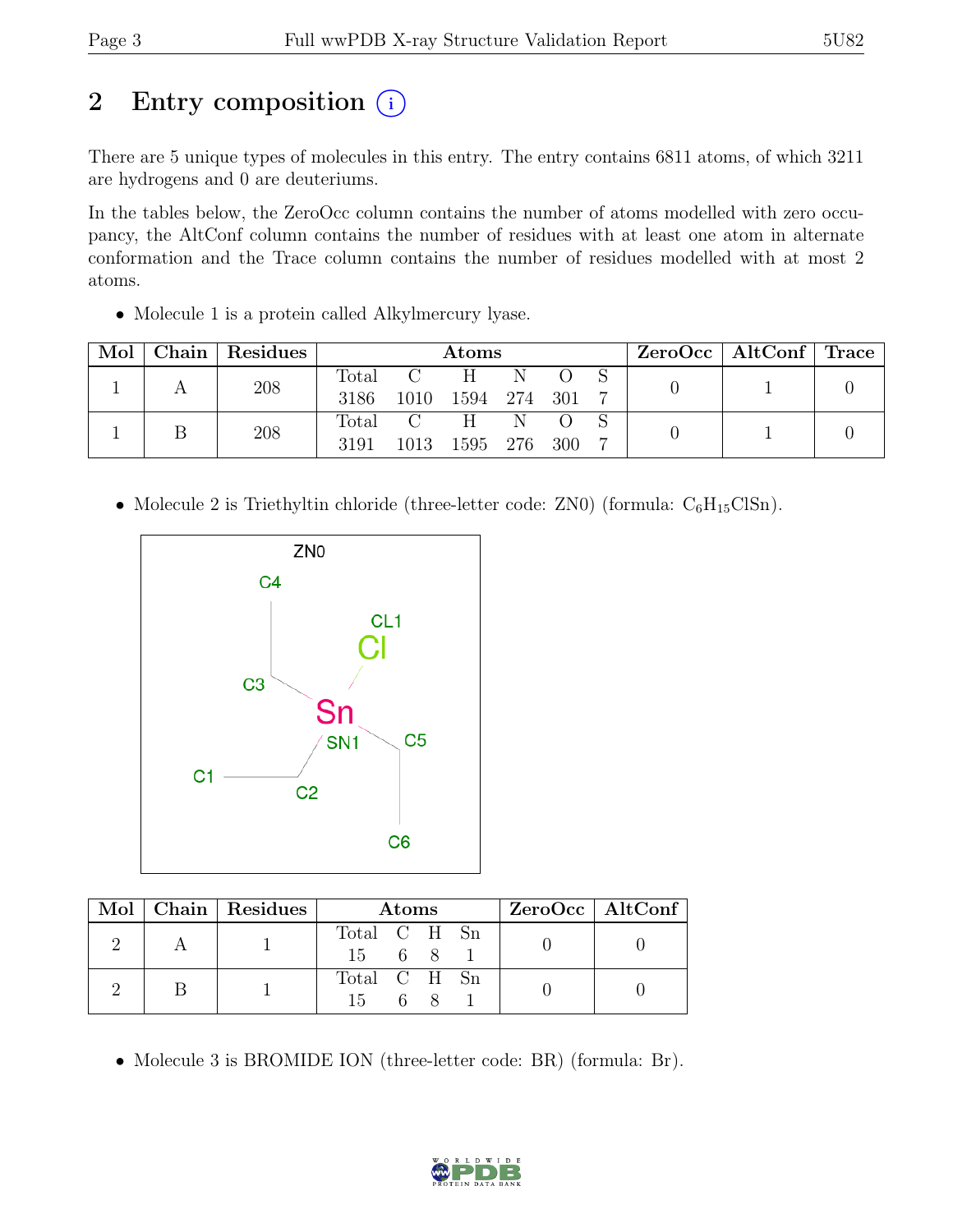# 2 Entry composition

There are 5 unique types of molecules in this entry. The entry contains 6811 atoms, of which 3211 are hydrogens and 0 are deuteriums.

In the tables below, the ZeroOcc column contains the number of atoms modelled with zero occupancy, the AltConf column contains the number of residues with at least one atom in alternate conformation and the Trace column contains the number of residues modelled with at most 2 atoms.

- Molecule 1 is a protein called Alkylmercury lyase.

| Mol | Chain | Residues | Atoms | | | | | | ZeroOcc | AltConf | Trace |
|---|---|---|---|---|---|---|---|---|---|---|---|
| | | | Total | C | H | N | O | S | | | |
| 1 | A | 208 | 3186 | 1010 | 1594 | 274 | 301 | 7 | 0 | 1 | 0 |
| 1 | B | 208 | 3191 | 1013 | 1595 | 276 | 300 | 7 | 0 | 1 | 0 |

- Molecule 2 is Triethyltin chloride (three-letter code: ZN0) (formula: $C_6H_{15}ClSn$).

| Mol | Chain | Residues | Atoms | | | | ZeroOcc | AltConf |
|---|---|---|---|---|---|---|---|---|
| | | | Total | C | H | Sn | | |
| 2 | A | 1 | 15 | 6 | 8 | 1 | 0 | 0 |
| 2 | B | 1 | 15 | 6 | 8 | 1 | 0 | 0 |

- Molecule 3 is BROMIDE ION (three-letter code: BR) (formula: Br).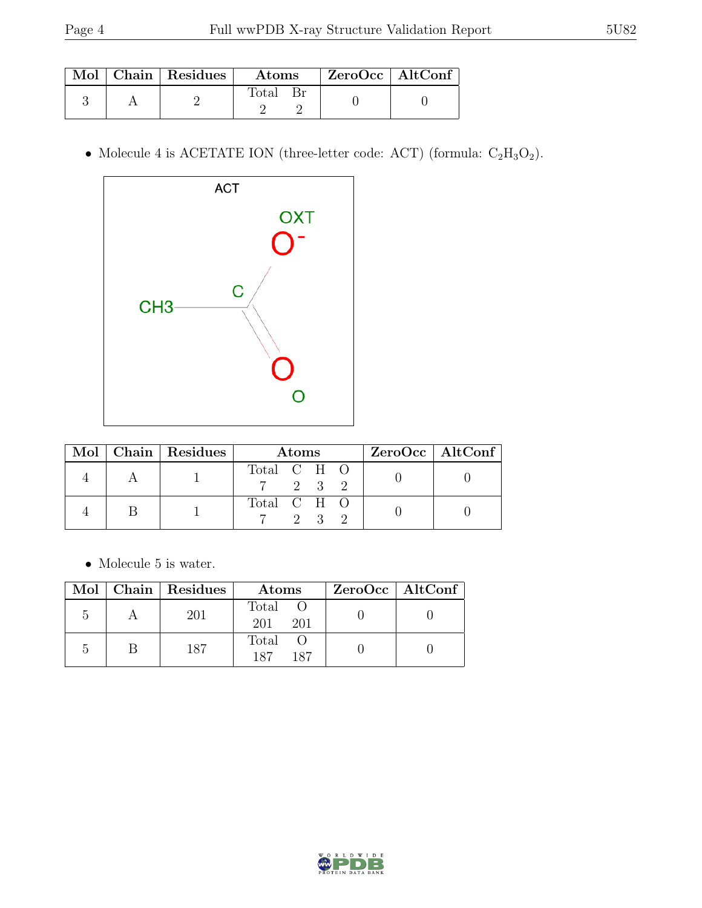| Mol | Chain | Residues | Atoms | | ZeroOcc | AltConf |
|---|---|---|---|---|---|---|
| | | | Total | Br | | |
| 3 | A | 2 | 2 | 2 | 0 | 0 |

- Molecule 4 is ACETATE ION (three-letter code: ACT) (formula: $C_2H_3O_2$).

| Mol | Chain | Residues | Atoms | | | | ZeroOcc | AltConf |
|---|---|---|---|---|---|---|---|---|
| | | | Total | C | H | O | | |
| 4 | A | 1 | 7 | 2 | 3 | 2 | 0 | 0 |
| 4 | B | 1 | 7 | 2 | 3 | 2 | 0 | 0 |

- Molecule 5 is water.

| Mol | Chain | Residues | Atoms | | ZeroOcc | AltConf |
|---|---|---|---|---|---|---|
| | | | Total | O | | |
| 5 | A | 201 | 201 | 201 | 0 | 0 |
| 5 | B | 187 | 187 | 187 | 0 | 0 |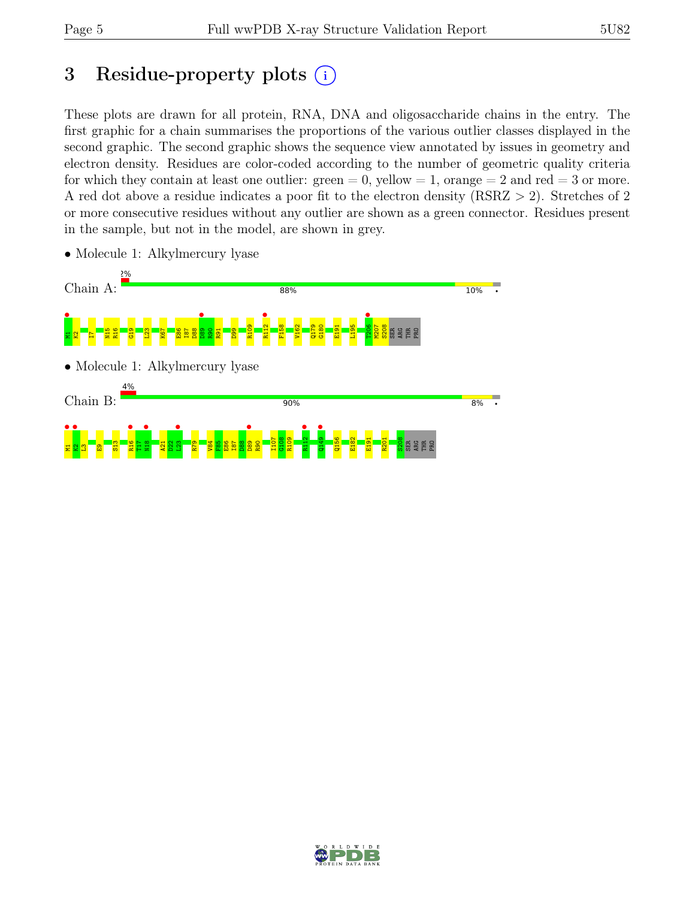# 3 Residue-property plots

These plots are drawn for all protein, RNA, DNA and oligosaccharide chains in the entry. The first graphic for a chain summarises the proportions of the various outlier classes displayed in the second graphic. The second graphic shows the sequence view annotated by issues in geometry and electron density. Residues are color-coded according to the number of geometric quality criteria for which they contain at least one outlier: green = 0, yellow = 1, orange = 2 and red = 3 or more. A red dot above a residue indicates a poor fit to the electron density (RSRZ > 2). Stretches of 2 or more consecutive residues without any outlier are shown as a green connector. Residues present in the sample, but not in the model, are shown in grey.

- Molecule 1: Alkylmercury lyase

Chain A: 2% | 88% | 10% | •

M1 K2 I7 N15 R16 G19 L23 K67 E86 I87 D88 D89 R90 R91 D99 R109 R112 F158 V162 Q179 G180 E191 L195 T206 M207 S208 SER ARG THR PRO

- Molecule 1: Alkylmercury lyase

Chain B: 4% | 90% | 8% | •

M1 K2 L3 E9 S13 R16 T17 N18 A21 D22 L23 R79 V84 F85 E86 I87 D88 D89 R90 I107 G108 R109 R112 Q149 Q156 E182 E191 R201 S208 SER ARG THR PRO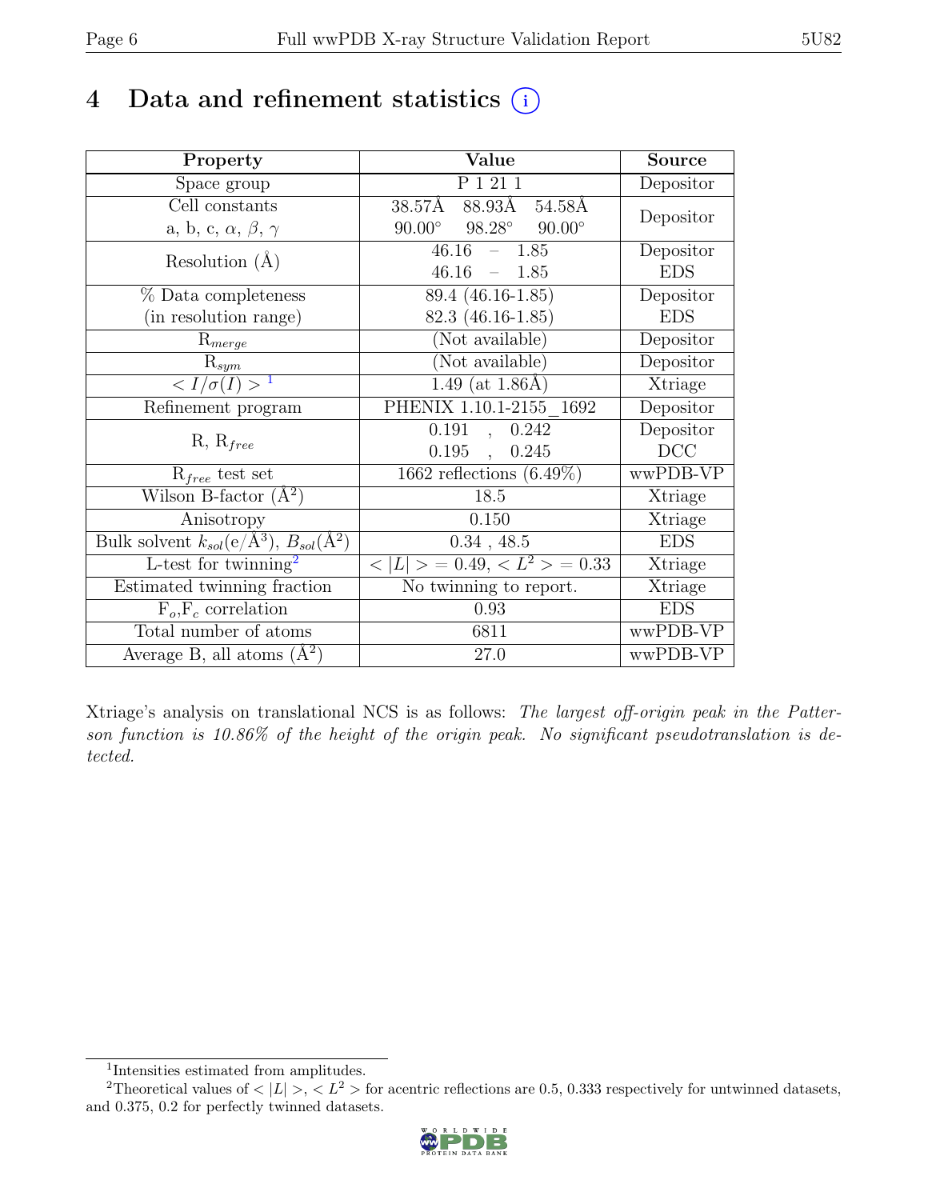# 4 Data and refinement statistics (i)

| Property | Value | Source |
|---|---|---|
| Space group | P 1 21 1 | Depositor |
| Cell constants<br>a, b, c, $\alpha$, $\beta$, $\gamma$ | 38.57Å 88.93Å 54.58Å<br>90.00° 98.28° 90.00° | Depositor |
| Resolution (Å) | 46.16 – 1.85<br>46.16 – 1.85 | Depositor<br>EDS |
| % Data completeness<br>(in resolution range) | 89.4 (46.16-1.85)<br>82.3 (46.16-1.85) | Depositor<br>EDS |
| $R_{merge}$ | (Not available) | Depositor |
| $R_{sym}$ | (Not available) | Depositor |
| $< I/\sigma(I) >$ [1] | 1.49 (at 1.86Å) | Xtriage |
| Refinement program | PHENIX 1.10.1-2155_1692 | Depositor |
| R, $R_{free}$ | 0.191 , 0.242<br>0.195 , 0.245 | Depositor<br>DCC |
| $R_{free}$ test set | 1662 reflections (6.49%) | wwPDB-VP |
| Wilson B-factor (Å$^2$) | 18.5 | Xtriage |
| Anisotropy | 0.150 | Xtriage |
| Bulk solvent $k_{sol}$(e/Å$^3$), $B_{sol}$(Å$^2$) | 0.34 , 48.5 | EDS |
| L-test for twinning[2] | $< \|L\| > = 0.49$, $< L^2 > = 0.33$ | Xtriage |
| Estimated twinning fraction | No twinning to report. | Xtriage |
| $F_o$,$F_c$ correlation | 0.93 | EDS |
| Total number of atoms | 6811 | wwPDB-VP |
| Average B, all atoms (Å$^2$) | 27.0 | wwPDB-VP |

Xtriage's analysis on translational NCS is as follows: *The largest off-origin peak in the Patterson function is 10.86% of the height of the origin peak. No significant pseudotranslation is detected.*

[1] Intensities estimated from amplitudes.

[2] Theoretical values of $< |L| >$, $< L^2 >$ for acentric reflections are 0.5, 0.333 respectively for untwinned datasets, and 0.375, 0.2 for perfectly twinned datasets.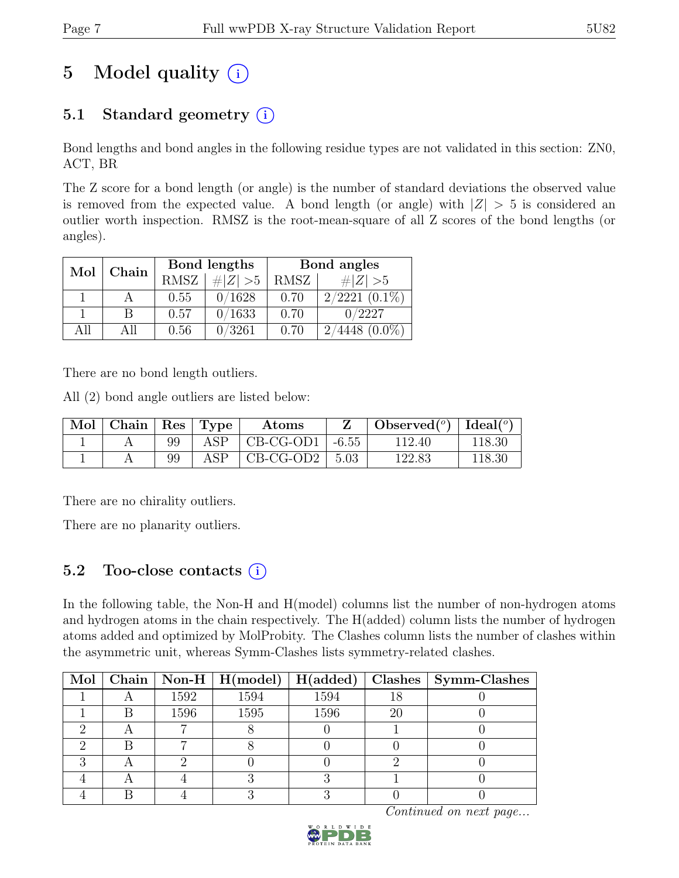# 5 Model quality (i)

## 5.1 Standard geometry (i)

Bond lengths and bond angles in the following residue types are not validated in this section: ZN0, ACT, BR

The Z score for a bond length (or angle) is the number of standard deviations the observed value is removed from the expected value. A bond length (or angle) with $|Z| > 5$ is considered an outlier worth inspection. RMSZ is the root-mean-square of all Z scores of the bond lengths (or angles).

| Mol | Chain | Bond lengths | | Bond angles | |
|---|---|---|---|---|---|
| | | RMSZ | $\#\|Z\| > 5$ | RMSZ | $\#\|Z\| > 5$ |
| 1 | A | 0.55 | 0/1628 | 0.70 | 2/2221 (0.1%) |
| 1 | B | 0.57 | 0/1633 | 0.70 | 0/2227 |
| All | All | 0.56 | 0/3261 | 0.70 | 2/4448 (0.0%) |

There are no bond length outliers.

All (2) bond angle outliers are listed below:

| Mol | Chain | Res | Type | Atoms | Z | Observed(°) | Ideal(°) |
|---|---|---|---|---|---|---|---|
| 1 | A | 99 | ASP | CB-CG-OD1 | -6.55 | 112.40 | 118.30 |
| 1 | A | 99 | ASP | CB-CG-OD2 | 5.03 | 122.83 | 118.30 |

There are no chirality outliers.

There are no planarity outliers.

## 5.2 Too-close contacts (i)

In the following table, the Non-H and H(model) columns list the number of non-hydrogen atoms and hydrogen atoms in the chain respectively. The H(added) column lists the number of hydrogen atoms added and optimized by MolProbity. The Clashes column lists the number of clashes within the asymmetric unit, whereas Symm-Clashes lists symmetry-related clashes.

| Mol | Chain | Non-H | H(model) | H(added) | Clashes | Symm-Clashes |
|---|---|---|---|---|---|---|
| 1 | A | 1592 | 1594 | 1594 | 18 | 0 |
| 1 | B | 1596 | 1595 | 1596 | 20 | 0 |
| 2 | A | 7 | 8 | 0 | 1 | 0 |
| 2 | B | 7 | 8 | 0 | 0 | 0 |
| 3 | A | 2 | 0 | 0 | 2 | 0 |
| 4 | A | 4 | 3 | 3 | 1 | 0 |
| 4 | B | 4 | 3 | 3 | 0 | 0 |

*Continued on next page...*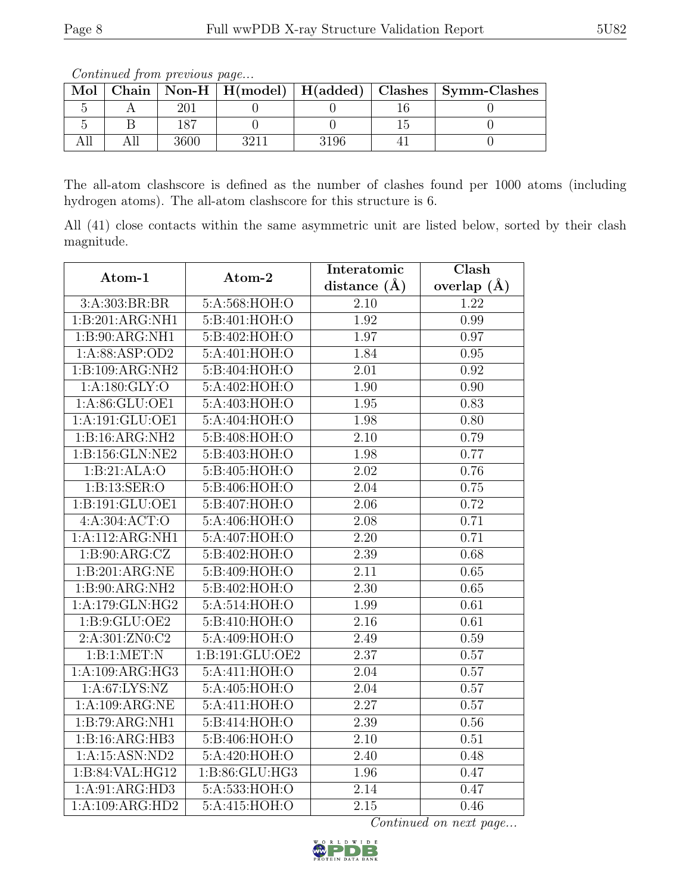*Continued from previous page...*

| Mol | Chain | Non-H | H(model) | H(added) | Clashes | Symm-Clashes |
|---|---|---|---|---|---|---|
| 5 | A | 201 | 0 | 0 | 16 | 0 |
| 5 | B | 187 | 0 | 0 | 15 | 0 |
| All | All | 3600 | 3211 | 3196 | 41 | 0 |

The all-atom clashscore is defined as the number of clashes found per 1000 atoms (including hydrogen atoms). The all-atom clashscore for this structure is 6.

All (41) close contacts within the same asymmetric unit are listed below, sorted by their clash magnitude.

| Atom-1 | Atom-2 | Interatomic distance (Å) | Clash overlap (Å) |
|---|---|---|---|
| 3:A:303:BR:BR | 5:A:568:HOH:O | 2.10 | 1.22 |
| 1:B:201:ARG:NH1 | 5:B:401:HOH:O | 1.92 | 0.99 |
| 1:B:90:ARG:NH1 | 5:B:402:HOH:O | 1.97 | 0.97 |
| 1:A:88:ASP:OD2 | 5:A:401:HOH:O | 1.84 | 0.95 |
| 1:B:109:ARG:NH2 | 5:B:404:HOH:O | 2.01 | 0.92 |
| 1:A:180:GLY:O | 5:A:402:HOH:O | 1.90 | 0.90 |
| 1:A:86:GLU:OE1 | 5:A:403:HOH:O | 1.95 | 0.83 |
| 1:A:191:GLU:OE1 | 5:A:404:HOH:O | 1.98 | 0.80 |
| 1:B:16:ARG:NH2 | 5:B:408:HOH:O | 2.10 | 0.79 |
| 1:B:156:GLN:NE2 | 5:B:403:HOH:O | 1.98 | 0.77 |
| 1:B:21:ALA:O | 5:B:405:HOH:O | 2.02 | 0.76 |
| 1:B:13:SER:O | 5:B:406:HOH:O | 2.04 | 0.75 |
| 1:B:191:GLU:OE1 | 5:B:407:HOH:O | 2.06 | 0.72 |
| 4:A:304:ACT:O | 5:A:406:HOH:O | 2.08 | 0.71 |
| 1:A:112:ARG:NH1 | 5:A:407:HOH:O | 2.20 | 0.71 |
| 1:B:90:ARG:CZ | 5:B:402:HOH:O | 2.39 | 0.68 |
| 1:B:201:ARG:NE | 5:B:409:HOH:O | 2.11 | 0.65 |
| 1:B:90:ARG:NH2 | 5:B:402:HOH:O | 2.30 | 0.65 |
| 1:A:179:GLN:HG2 | 5:A:514:HOH:O | 1.99 | 0.61 |
| 1:B:9:GLU:OE2 | 5:B:410:HOH:O | 2.16 | 0.61 |
| 2:A:301:ZN0:C2 | 5:A:409:HOH:O | 2.49 | 0.59 |
| 1:B:1:MET:N | 1:B:191:GLU:OE2 | 2.37 | 0.57 |
| 1:A:109:ARG:HG3 | 5:A:411:HOH:O | 2.04 | 0.57 |
| 1:A:67:LYS:NZ | 5:A:405:HOH:O | 2.04 | 0.57 |
| 1:A:109:ARG:NE | 5:A:411:HOH:O | 2.27 | 0.57 |
| 1:B:79:ARG:NH1 | 5:B:414:HOH:O | 2.39 | 0.56 |
| 1:B:16:ARG:HB3 | 5:B:406:HOH:O | 2.10 | 0.51 |
| 1:A:15:ASN:ND2 | 5:A:420:HOH:O | 2.40 | 0.48 |
| 1:B:84:VAL:HG12 | 1:B:86:GLU:HG3 | 1.96 | 0.47 |
| 1:A:91:ARG:HD3 | 5:A:533:HOH:O | 2.14 | 0.47 |
| 1:A:109:ARG:HD2 | 5:A:415:HOH:O | 2.15 | 0.46 |

*Continued on next page...*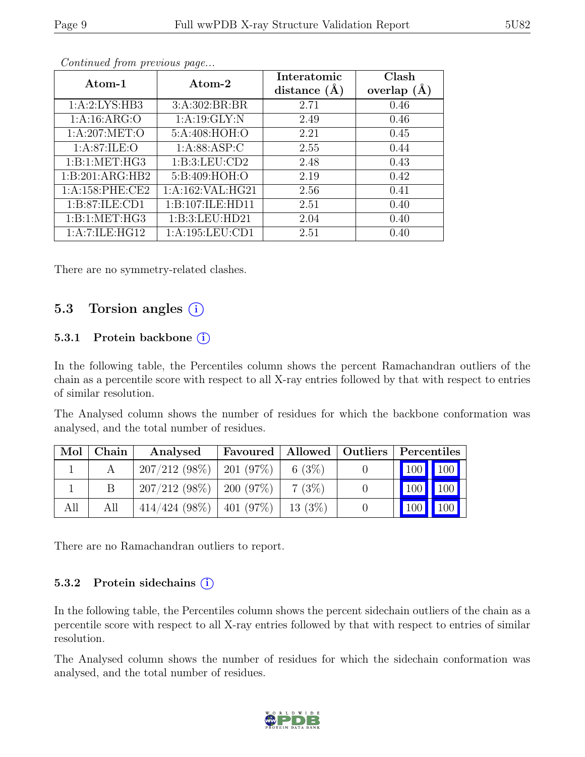*Continued from previous page...*

| Atom-1 | Atom-2 | Interatomic distance (Å) | Clash overlap (Å) |
|---|---|---|---|
| 1:A:2:LYS:HB3 | 3:A:302:BR:BR | 2.71 | 0.46 |
| 1:A:16:ARG:O | 1:A:19:GLY:N | 2.49 | 0.46 |
| 1:A:207:MET:O | 5:A:408:HOH:O | 2.21 | 0.45 |
| 1:A:87:ILE:O | 1:A:88:ASP:C | 2.55 | 0.44 |
| 1:B:1:MET:HG3 | 1:B:3:LEU:CD2 | 2.48 | 0.43 |
| 1:B:201:ARG:HB2 | 5:B:409:HOH:O | 2.19 | 0.42 |
| 1:A:158:PHE:CE2 | 1:A:162:VAL:HG21 | 2.56 | 0.41 |
| 1:B:87:ILE:CD1 | 1:B:107:ILE:HD11 | 2.51 | 0.40 |
| 1:B:1:MET:HG3 | 1:B:3:LEU:HD21 | 2.04 | 0.40 |
| 1:A:7:ILE:HG12 | 1:A:195:LEU:CD1 | 2.51 | 0.40 |

There are no symmetry-related clashes.

## 5.3 Torsion angles (i)

### 5.3.1 Protein backbone (i)

In the following table, the Percentiles column shows the percent Ramachandran outliers of the chain as a percentile score with respect to all X-ray entries followed by that with respect to entries of similar resolution.

The Analysed column shows the number of residues for which the backbone conformation was analysed, and the total number of residues.

| Mol | Chain | Analysed | Favoured | Allowed | Outliers | Percentiles | |
|---|---|---|---|---|---|---|---|
| 1 | A | 207/212 (98%) | 201 (97%) | 6 (3%) | 0 | 100 | 100 |
| 1 | B | 207/212 (98%) | 200 (97%) | 7 (3%) | 0 | 100 | 100 |
| All | All | 414/424 (98%) | 401 (97%) | 13 (3%) | 0 | 100 | 100 |

There are no Ramachandran outliers to report.

### 5.3.2 Protein sidechains (i)

In the following table, the Percentiles column shows the percent sidechain outliers of the chain as a percentile score with respect to all X-ray entries followed by that with respect to entries of similar resolution.

The Analysed column shows the number of residues for which the sidechain conformation was analysed, and the total number of residues.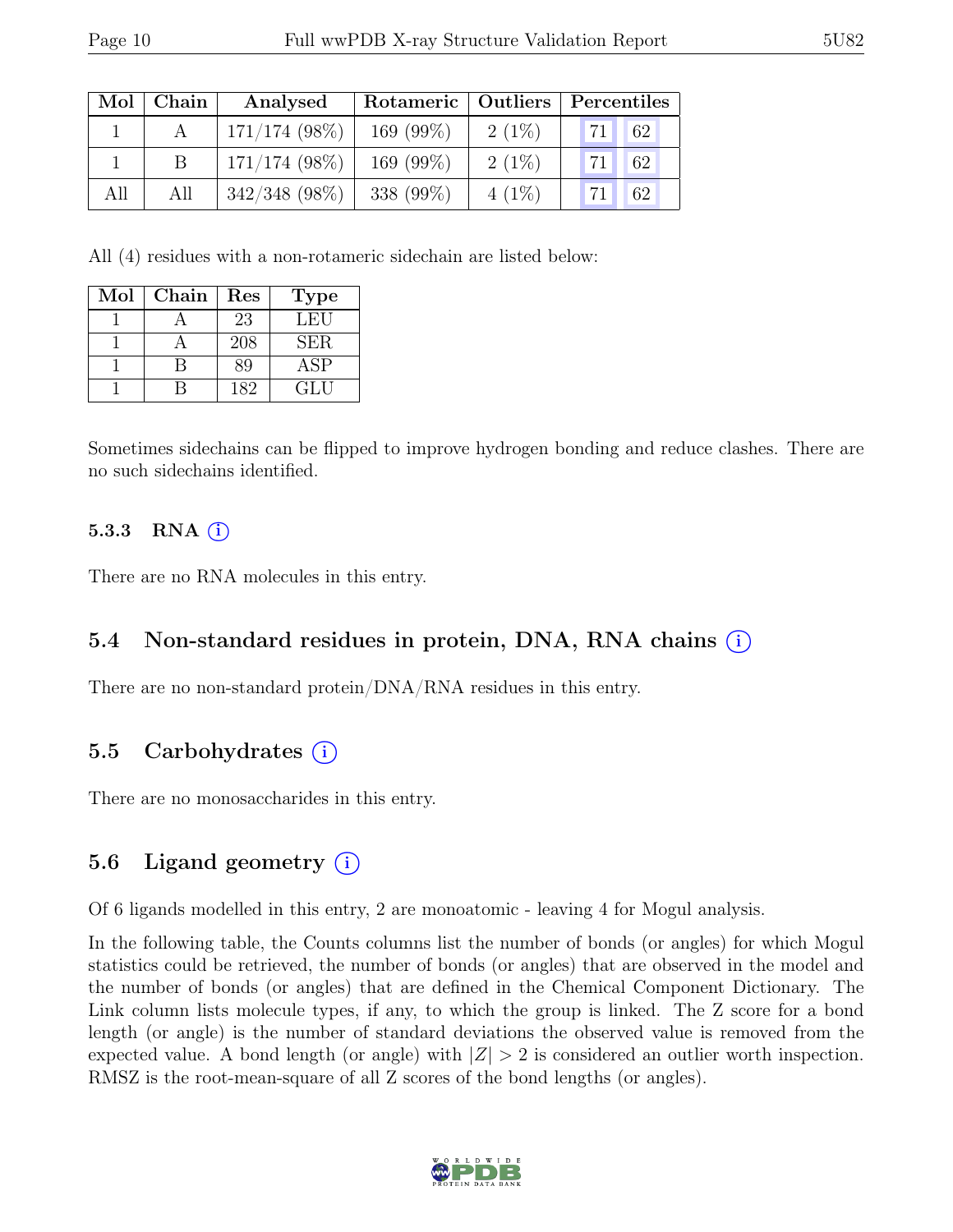| Mol | Chain | Analysed | Rotameric | Outliers | Percentiles | |
|---|---|---|---|---|---|---|
| 1 | A | 171/174 (98%) | 169 (99%) | 2 (1%) | 71 | 62 |
| 1 | B | 171/174 (98%) | 169 (99%) | 2 (1%) | 71 | 62 |
| All | All | 342/348 (98%) | 338 (99%) | 4 (1%) | 71 | 62 |

All (4) residues with a non-rotameric sidechain are listed below:

| Mol | Chain | Res | Type |
|---|---|---|---|
| 1 | A | 23 | LEU |
| 1 | A | 208 | SER |
| 1 | B | 89 | ASP |
| 1 | B | 182 | GLU |

Sometimes sidechains can be flipped to improve hydrogen bonding and reduce clashes. There are no such sidechains identified.

#### 5.3.3 RNA (i)

There are no RNA molecules in this entry.

### 5.4 Non-standard residues in protein, DNA, RNA chains (i)

There are no non-standard protein/DNA/RNA residues in this entry.

### 5.5 Carbohydrates (i)

There are no monosaccharides in this entry.

### 5.6 Ligand geometry (i)

Of 6 ligands modelled in this entry, 2 are monoatomic - leaving 4 for Mogul analysis.

In the following table, the Counts columns list the number of bonds (or angles) for which Mogul statistics could be retrieved, the number of bonds (or angles) that are observed in the model and the number of bonds (or angles) that are defined in the Chemical Component Dictionary. The Link column lists molecule types, if any, to which the group is linked. The Z score for a bond length (or angle) is the number of standard deviations the observed value is removed from the expected value. A bond length (or angle) with $|Z| > 2$ is considered an outlier worth inspection. RMSZ is the root-mean-square of all Z scores of the bond lengths (or angles).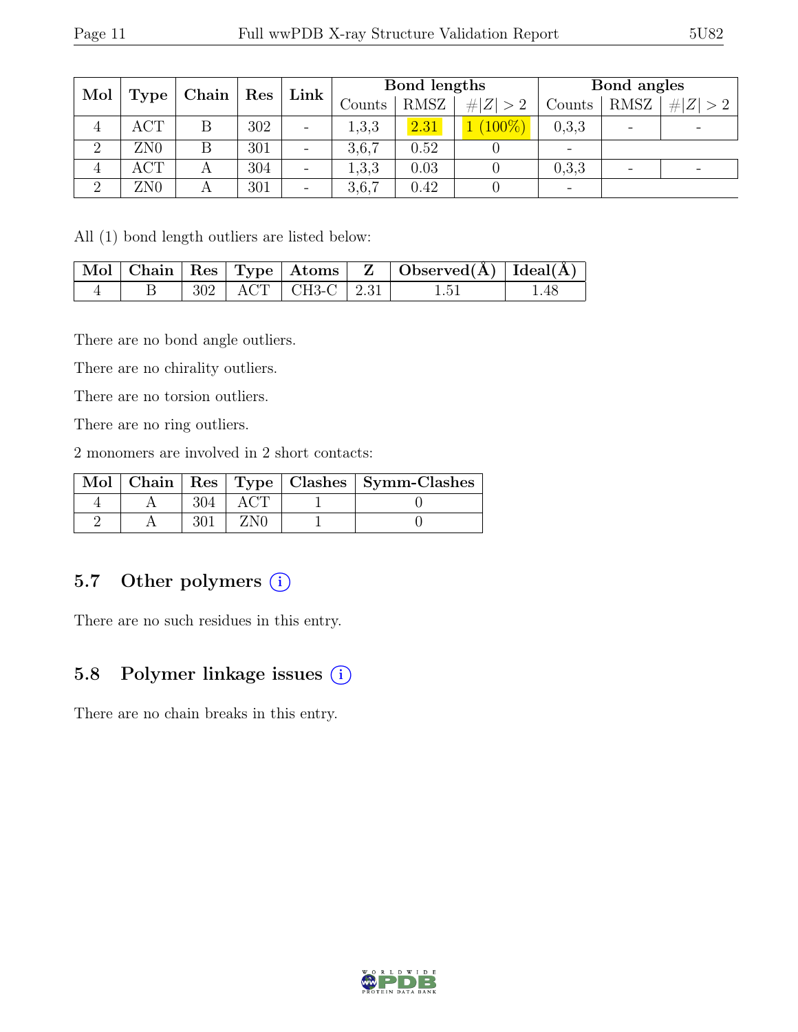| Mol | Type | Chain | Res | Link | Bond lengths | | | Bond angles | | |
|---|---|---|---|---|---|---|---|---|---|---|
| | | | | | Counts | RMSZ | #\|Z\| > 2 | Counts | RMSZ | #\|Z\| > 2 |
| 4 | ACT | B | 302 | - | 1,3,3 | 2.31 | 1 (100%) | 0,3,3 | - | - |
| 2 | ZN0 | B | 301 | - | 3,6,7 | 0.52 | 0 | - | | |
| 4 | ACT | A | 304 | - | 1,3,3 | 0.03 | 0 | 0,3,3 | - | - |
| 2 | ZN0 | A | 301 | - | 3,6,7 | 0.42 | 0 | - | | |

All (1) bond length outliers are listed below:

| Mol | Chain | Res | Type | Atoms | Z | Observed(Å) | Ideal(Å) |
|---|---|---|---|---|---|---|---|
| 4 | B | 302 | ACT | CH3-C | 2.31 | 1.51 | 1.48 |

There are no bond angle outliers.

There are no chirality outliers.

There are no torsion outliers.

There are no ring outliers.

2 monomers are involved in 2 short contacts:

| Mol | Chain | Res | Type | Clashes | Symm-Clashes |
|---|---|---|---|---|---|
| 4 | A | 304 | ACT | 1 | 0 |
| 2 | A | 301 | ZN0 | 1 | 0 |

## 5.7 Other polymers (i)

There are no such residues in this entry.

## 5.8 Polymer linkage issues (i)

There are no chain breaks in this entry.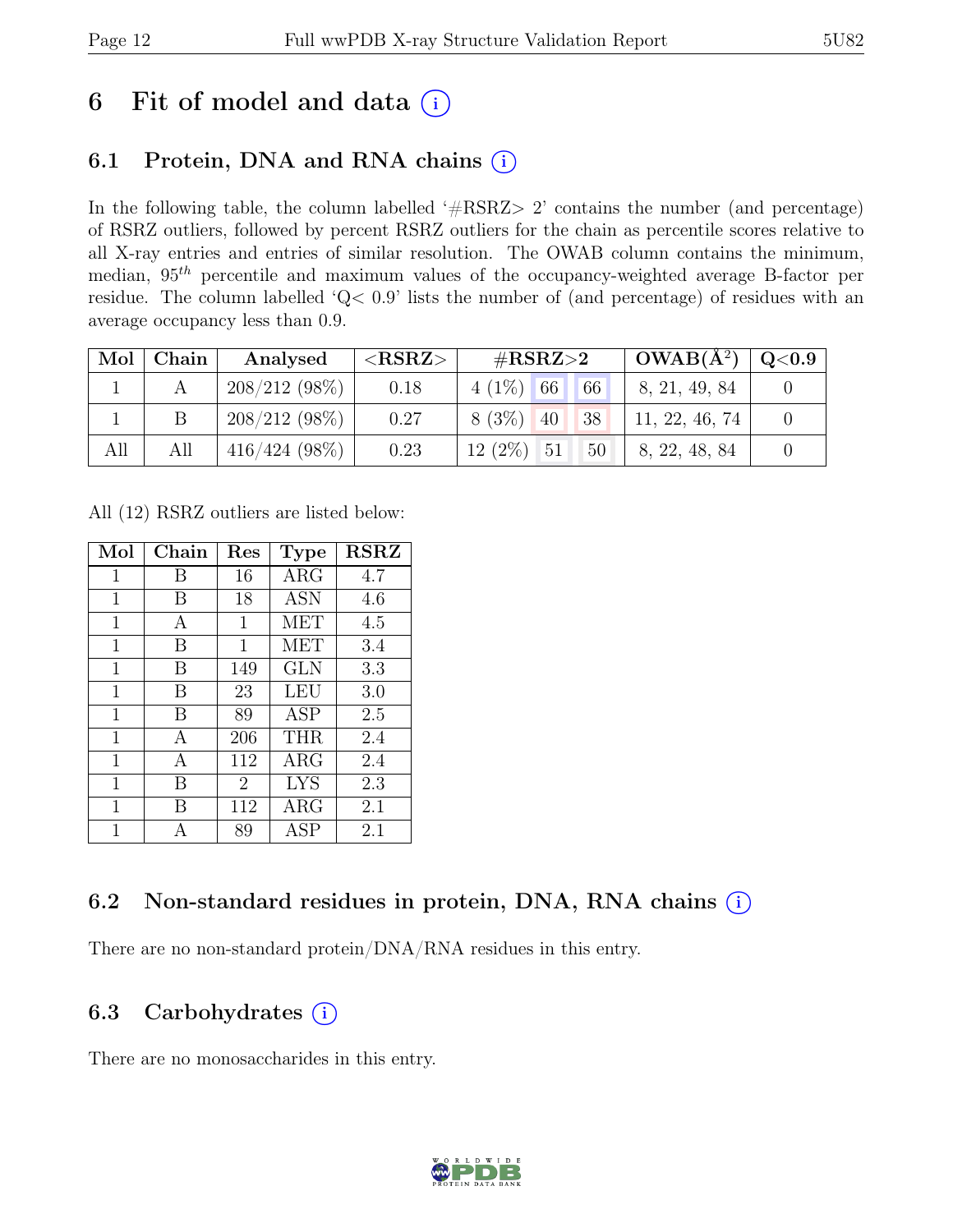# 6 Fit of model and data (i)

## 6.1 Protein, DNA and RNA chains (i)

In the following table, the column labelled '#RSRZ> 2' contains the number (and percentage) of RSRZ outliers, followed by percent RSRZ outliers for the chain as percentile scores relative to all X-ray entries and entries of similar resolution. The OWAB column contains the minimum, median, $95^{th}$ percentile and maximum values of the occupancy-weighted average B-factor per residue. The column labelled 'Q< 0.9' lists the number of (and percentage) of residues with an average occupancy less than 0.9.

| Mol | Chain | Analysed | <RSRZ> | #RSRZ>2 | | | OWAB(Å$^2$) | Q<0.9 |
|---|---|---|---|---|---|---|---|---|
| 1 | A | 208/212 (98%) | 0.18 | 4 (1%) | 66 | 66 | 8, 21, 49, 84 | 0 |
| 1 | B | 208/212 (98%) | 0.27 | 8 (3%) | 40 | 38 | 11, 22, 46, 74 | 0 |
| All | All | 416/424 (98%) | 0.23 | 12 (2%) | 51 | 50 | 8, 22, 48, 84 | 0 |

All (12) RSRZ outliers are listed below:

| Mol | Chain | Res | Type | RSRZ |
|---|---|---|---|---|
| 1 | B | 16 | ARG | 4.7 |
| 1 | B | 18 | ASN | 4.6 |
| 1 | A | 1 | MET | 4.5 |
| 1 | B | 1 | MET | 3.4 |
| 1 | B | 149 | GLN | 3.3 |
| 1 | B | 23 | LEU | 3.0 |
| 1 | B | 89 | ASP | 2.5 |
| 1 | A | 206 | THR | 2.4 |
| 1 | A | 112 | ARG | 2.4 |
| 1 | B | 2 | LYS | 2.3 |
| 1 | B | 112 | ARG | 2.1 |
| 1 | A | 89 | ASP | 2.1 |

## 6.2 Non-standard residues in protein, DNA, RNA chains (i)

There are no non-standard protein/DNA/RNA residues in this entry.

## 6.3 Carbohydrates (i)

There are no monosaccharides in this entry.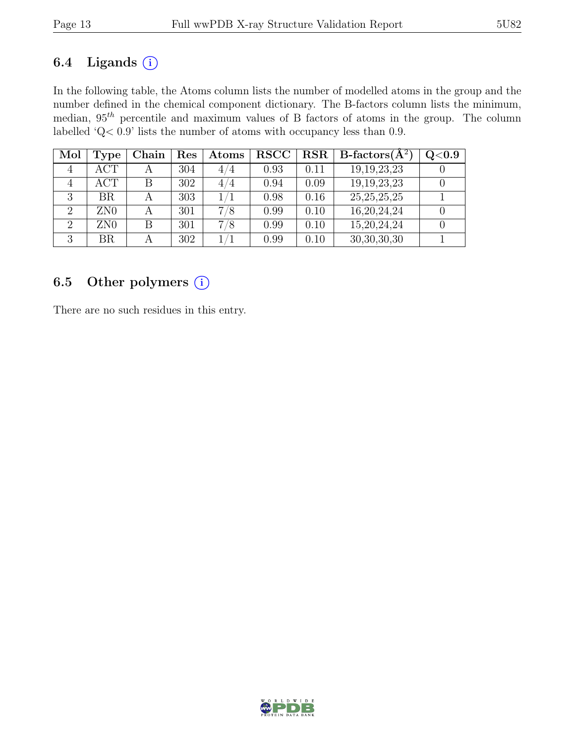## 6.4 Ligands (i)

In the following table, the Atoms column lists the number of modelled atoms in the group and the number defined in the chemical component dictionary. The B-factors column lists the minimum, median, $95^{th}$ percentile and maximum values of B factors of atoms in the group. The column labelled 'Q< 0.9' lists the number of atoms with occupancy less than 0.9.

| Mol | Type | Chain | Res | Atoms | RSCC | RSR | B-factors($Å^2$) | Q<0.9 |
|---|---|---|---|---|---|---|---|---|
| 4 | ACT | A | 304 | 4/4 | 0.93 | 0.11 | 19,19,23,23 | 0 |
| 4 | ACT | B | 302 | 4/4 | 0.94 | 0.09 | 19,19,23,23 | 0 |
| 3 | BR | A | 303 | 1/1 | 0.98 | 0.16 | 25,25,25,25 | 1 |
| 2 | ZN0 | A | 301 | 7/8 | 0.99 | 0.10 | 16,20,24,24 | 0 |
| 2 | ZN0 | B | 301 | 7/8 | 0.99 | 0.10 | 15,20,24,24 | 0 |
| 3 | BR | A | 302 | 1/1 | 0.99 | 0.10 | 30,30,30,30 | 1 |

## 6.5 Other polymers (i)

There are no such residues in this entry.